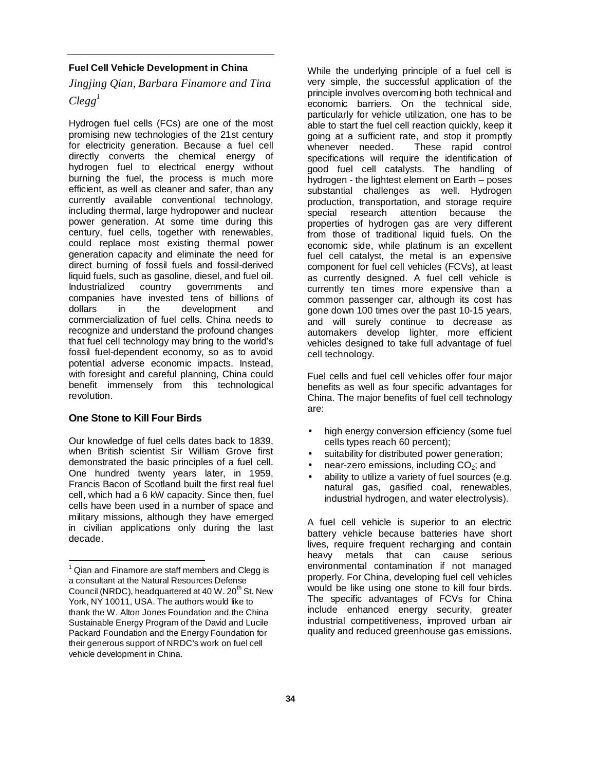## Fuel Cell Vehicle Development in China

*Jingjing Qian, Barbara Finamore and Tina Clegg*[1]

Hydrogen fuel cells (FCs) are one of the most promising new technologies of the 21st century for electricity generation. Because a fuel cell directly converts the chemical energy of hydrogen fuel to electrical energy without burning the fuel, the process is much more efficient, as well as cleaner and safer, than any currently available conventional technology, including thermal, large hydropower and nuclear power generation. At some time during this century, fuel cells, together with renewables, could replace most existing thermal power generation capacity and eliminate the need for direct burning of fossil fuels and fossil-derived liquid fuels, such as gasoline, diesel, and fuel oil. Industrialized country governments and companies have invested tens of billions of dollars in the development and commercialization of fuel cells. China needs to recognize and understand the profound changes that fuel cell technology may bring to the world's fossil fuel-dependent economy, so as to avoid potential adverse economic impacts. Instead, with foresight and careful planning, China could benefit immensely from this technological revolution.

### One Stone to Kill Four Birds

Our knowledge of fuel cells dates back to 1839, when British scientist Sir William Grove first demonstrated the basic principles of a fuel cell. One hundred twenty years later, in 1959, Francis Bacon of Scotland built the first real fuel cell, which had a 6 kW capacity. Since then, fuel cells have been used in a number of space and military missions, although they have emerged in civilian applications only during the last decade.

While the underlying principle of a fuel cell is very simple, the successful application of the principle involves overcoming both technical and economic barriers. On the technical side, particularly for vehicle utilization, one has to be able to start the fuel cell reaction quickly, keep it going at a sufficient rate, and stop it promptly whenever needed. These rapid control specifications will require the identification of good fuel cell catalysts. The handling of hydrogen - the lightest element on Earth – poses substantial challenges as well. Hydrogen production, transportation, and storage require special research attention because the properties of hydrogen gas are very different from those of traditional liquid fuels. On the economic side, while platinum is an excellent fuel cell catalyst, the metal is an expensive component for fuel cell vehicles (FCVs), at least as currently designed. A fuel cell vehicle is currently ten times more expensive than a common passenger car, although its cost has gone down 100 times over the past 10-15 years, and will surely continue to decrease as automakers develop lighter, more efficient vehicles designed to take full advantage of fuel cell technology.

Fuel cells and fuel cell vehicles offer four major benefits as well as four specific advantages for China. The major benefits of fuel cell technology are:

- high energy conversion efficiency (some fuel cells types reach 60 percent);
- suitability for distributed power generation;
- near-zero emissions, including $CO_2$; and
- ability to utilize a variety of fuel sources (e.g. natural gas, gasified coal, renewables, industrial hydrogen, and water electrolysis).

A fuel cell vehicle is superior to an electric battery vehicle because batteries have short lives, require frequent recharging and contain heavy metals that can cause serious environmental contamination if not managed properly. For China, developing fuel cell vehicles would be like using one stone to kill four birds. The specific advantages of FCVs for China include enhanced energy security, greater industrial competitiveness, improved urban air quality and reduced greenhouse gas emissions.

---

[1] Qian and Finamore are staff members and Clegg is a consultant at the Natural Resources Defense Council (NRDC), headquartered at 40 W. 20th St. New York, NY 10011, USA. The authors would like to thank the W. Alton Jones Foundation and the China Sustainable Energy Program of the David and Lucile Packard Foundation and the Energy Foundation for their generous support of NRDC's work on fuel cell vehicle development in China.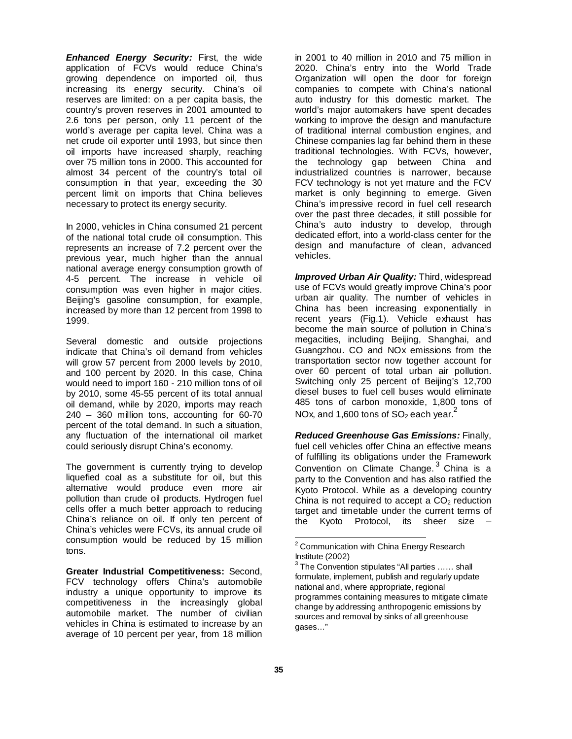***Enhanced Energy Security:*** First, the wide application of FCVs would reduce China's growing dependence on imported oil, thus increasing its energy security. China's oil reserves are limited: on a per capita basis, the country's proven reserves in 2001 amounted to 2.6 tons per person, only 11 percent of the world's average per capita level. China was a net crude oil exporter until 1993, but since then oil imports have increased sharply, reaching over 75 million tons in 2000. This accounted for almost 34 percent of the country's total oil consumption in that year, exceeding the 30 percent limit on imports that China believes necessary to protect its energy security.

In 2000, vehicles in China consumed 21 percent of the national total crude oil consumption. This represents an increase of 7.2 percent over the previous year, much higher than the annual national average energy consumption growth of 4-5 percent. The increase in vehicle oil consumption was even higher in major cities. Beijing's gasoline consumption, for example, increased by more than 12 percent from 1998 to 1999.

Several domestic and outside projections indicate that China's oil demand from vehicles will grow 57 percent from 2000 levels by 2010, and 100 percent by 2020. In this case, China would need to import 160 - 210 million tons of oil by 2010, some 45-55 percent of its total annual oil demand, while by 2020, imports may reach 240 – 360 million tons, accounting for 60-70 percent of the total demand. In such a situation, any fluctuation of the international oil market could seriously disrupt China's economy.

The government is currently trying to develop liquefied coal as a substitute for oil, but this alternative would produce even more air pollution than crude oil products. Hydrogen fuel cells offer a much better approach to reducing China's reliance on oil. If only ten percent of China's vehicles were FCVs, its annual crude oil consumption would be reduced by 15 million tons.

**Greater Industrial Competitiveness:** Second, FCV technology offers China's automobile industry a unique opportunity to improve its competitiveness in the increasingly global automobile market. The number of civilian vehicles in China is estimated to increase by an average of 10 percent per year, from 18 million in 2001 to 40 million in 2010 and 75 million in 2020. China's entry into the World Trade Organization will open the door for foreign companies to compete with China's national auto industry for this domestic market. The world's major automakers have spent decades working to improve the design and manufacture of traditional internal combustion engines, and Chinese companies lag far behind them in these traditional technologies. With FCVs, however, the technology gap between China and industrialized countries is narrower, because FCV technology is not yet mature and the FCV market is only beginning to emerge. Given China's impressive record in fuel cell research over the past three decades, it still possible for China's auto industry to develop, through dedicated effort, into a world-class center for the design and manufacture of clean, advanced vehicles.

***Improved Urban Air Quality:*** Third, widespread use of FCVs would greatly improve China's poor urban air quality. The number of vehicles in China has been increasing exponentially in recent years (Fig.1). Vehicle exhaust has become the main source of pollution in China's megacities, including Beijing, Shanghai, and Guangzhou. CO and NOx emissions from the transportation sector now together account for over 60 percent of total urban air pollution. Switching only 25 percent of Beijing's 12,700 diesel buses to fuel cell buses would eliminate 485 tons of carbon monoxide, 1,800 tons of NOx, and 1,600 tons of $SO_2$ each year.[2]

***Reduced Greenhouse Gas Emissions:*** Finally, fuel cell vehicles offer China an effective means of fulfilling its obligations under the Framework Convention on Climate Change.[3] China is a party to the Convention and has also ratified the Kyoto Protocol. While as a developing country China is not required to accept a $CO_2$ reduction target and timetable under the current terms of the Kyoto Protocol, its sheer size –

---

[2] Communication with China Energy Research Institute (2002)

[3] The Convention stipulates "All parties …… shall formulate, implement, publish and regularly update national and, where appropriate, regional programmes containing measures to mitigate climate change by addressing anthropogenic emissions by sources and removal by sinks of all greenhouse gases…"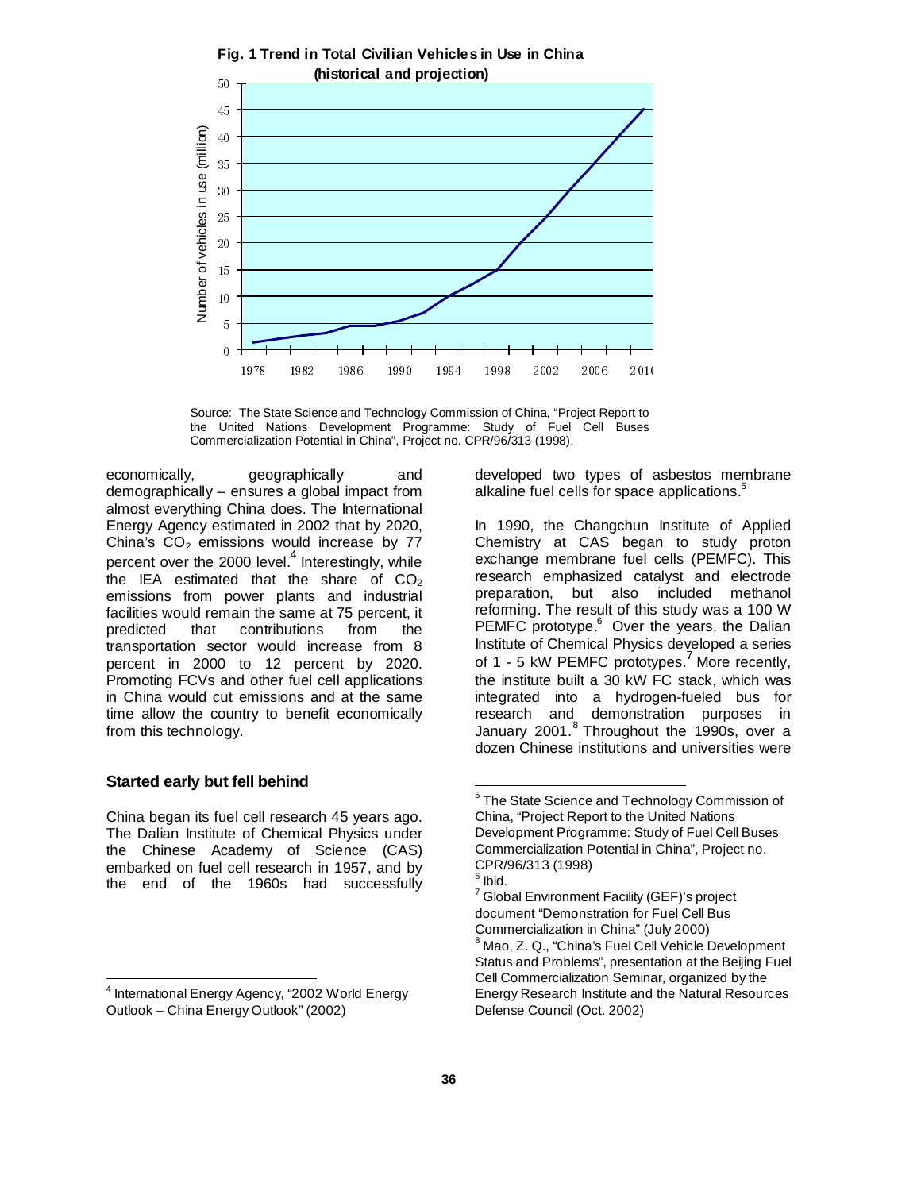**Fig. 1 Trend in Total Civilian Vehicles in Use in China (historical and projection)**

Source: The State Science and Technology Commission of China, "Project Report to the United Nations Development Programme: Study of Fuel Cell Buses Commercialization Potential in China", Project no. CPR/96/313 (1998).

economically, geographically and demographically – ensures a global impact from almost everything China does. The International Energy Agency estimated in 2002 that by 2020, China's $CO_2$ emissions would increase by 77 percent over the 2000 level.[4] Interestingly, while the IEA estimated that the share of $CO_2$ emissions from power plants and industrial facilities would remain the same at 75 percent, it predicted that contributions from the transportation sector would increase from 8 percent in 2000 to 12 percent by 2020. Promoting FCVs and other fuel cell applications in China would cut emissions and at the same time allow the country to benefit economically from this technology.

### Started early but fell behind

China began its fuel cell research 45 years ago. The Dalian Institute of Chemical Physics under the Chinese Academy of Science (CAS) embarked on fuel cell research in 1957, and by the end of the 1960s had successfully developed two types of asbestos membrane alkaline fuel cells for space applications.[5]

In 1990, the Changchun Institute of Applied Chemistry at CAS began to study proton exchange membrane fuel cells (PEMFC). This research emphasized catalyst and electrode preparation, but also included methanol reforming. The result of this study was a 100 W PEMFC prototype.[6] Over the years, the Dalian Institute of Chemical Physics developed a series of 1 - 5 kW PEMFC prototypes.[7] More recently, the institute built a 30 kW FC stack, which was integrated into a hydrogen-fueled bus for research and demonstration purposes in January 2001.[8] Throughout the 1990s, over a dozen Chinese institutions and universities were

---

[4] International Energy Agency, "2002 World Energy Outlook – China Energy Outlook" (2002)

[5] The State Science and Technology Commission of China, "Project Report to the United Nations Development Programme: Study of Fuel Cell Buses Commercialization Potential in China", Project no. CPR/96/313 (1998)

[6] Ibid.

[7] Global Environment Facility (GEF)'s project document "Demonstration for Fuel Cell Bus Commercialization in China" (July 2000)

[8] Mao, Z. Q., "China's Fuel Cell Vehicle Development Status and Problems", presentation at the Beijing Fuel Cell Commercialization Seminar, organized by the Energy Research Institute and the Natural Resources Defense Council (Oct. 2002)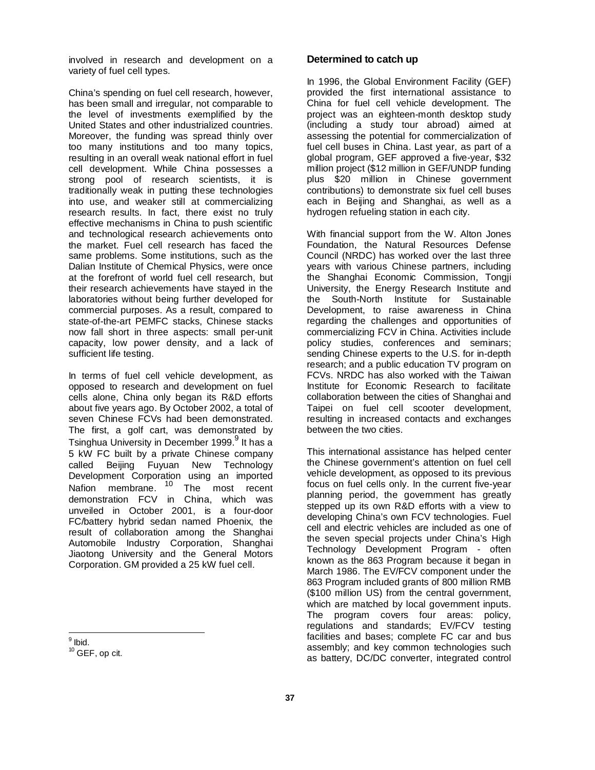involved in research and development on a variety of fuel cell types.

China's spending on fuel cell research, however, has been small and irregular, not comparable to the level of investments exemplified by the United States and other industrialized countries. Moreover, the funding was spread thinly over too many institutions and too many topics, resulting in an overall weak national effort in fuel cell development. While China possesses a strong pool of research scientists, it is traditionally weak in putting these technologies into use, and weaker still at commercializing research results. In fact, there exist no truly effective mechanisms in China to push scientific and technological research achievements onto the market. Fuel cell research has faced the same problems. Some institutions, such as the Dalian Institute of Chemical Physics, were once at the forefront of world fuel cell research, but their research achievements have stayed in the laboratories without being further developed for commercial purposes. As a result, compared to state-of-the-art PEMFC stacks, Chinese stacks now fall short in three aspects: small per-unit capacity, low power density, and a lack of sufficient life testing.

In terms of fuel cell vehicle development, as opposed to research and development on fuel cells alone, China only began its R&D efforts about five years ago. By October 2002, a total of seven Chinese FCVs had been demonstrated. The first, a golf cart, was demonstrated by Tsinghua University in December 1999.[9] It has a 5 kW FC built by a private Chinese company called Beijing Fuyuan New Technology Development Corporation using an imported Nafion membrane.[10] The most recent demonstration FCV in China, which was unveiled in October 2001, is a four-door FC/battery hybrid sedan named Phoenix, the result of collaboration among the Shanghai Automobile Industry Corporation, Shanghai Jiaotong University and the General Motors Corporation. GM provided a 25 kW fuel cell.

### Determined to catch up

In 1996, the Global Environment Facility (GEF) provided the first international assistance to China for fuel cell vehicle development. The project was an eighteen-month desktop study (including a study tour abroad) aimed at assessing the potential for commercialization of fuel cell buses in China. Last year, as part of a global program, GEF approved a five-year, $32 million project ($12 million in GEF/UNDP funding plus $20 million in Chinese government contributions) to demonstrate six fuel cell buses each in Beijing and Shanghai, as well as a hydrogen refueling station in each city.

With financial support from the W. Alton Jones Foundation, the Natural Resources Defense Council (NRDC) has worked over the last three years with various Chinese partners, including the Shanghai Economic Commission, Tongji University, the Energy Research Institute and the South-North Institute for Sustainable Development, to raise awareness in China regarding the challenges and opportunities of commercializing FCV in China. Activities include policy studies, conferences and seminars; sending Chinese experts to the U.S. for in-depth research; and a public education TV program on FCVs. NRDC has also worked with the Taiwan Institute for Economic Research to facilitate collaboration between the cities of Shanghai and Taipei on fuel cell scooter development, resulting in increased contacts and exchanges between the two cities.

This international assistance has helped center the Chinese government's attention on fuel cell vehicle development, as opposed to its previous focus on fuel cells only. In the current five-year planning period, the government has greatly stepped up its own R&D efforts with a view to developing China's own FCV technologies. Fuel cell and electric vehicles are included as one of the seven special projects under China's High Technology Development Program - often known as the 863 Program because it began in March 1986. The EV/FCV component under the 863 Program included grants of 800 million RMB ($100 million US) from the central government, which are matched by local government inputs. The program covers four areas: policy, regulations and standards; EV/FCV testing facilities and bases; complete FC car and bus assembly; and key common technologies such as battery, DC/DC converter, integrated control

[9] Ibid.
[10] GEF, op cit.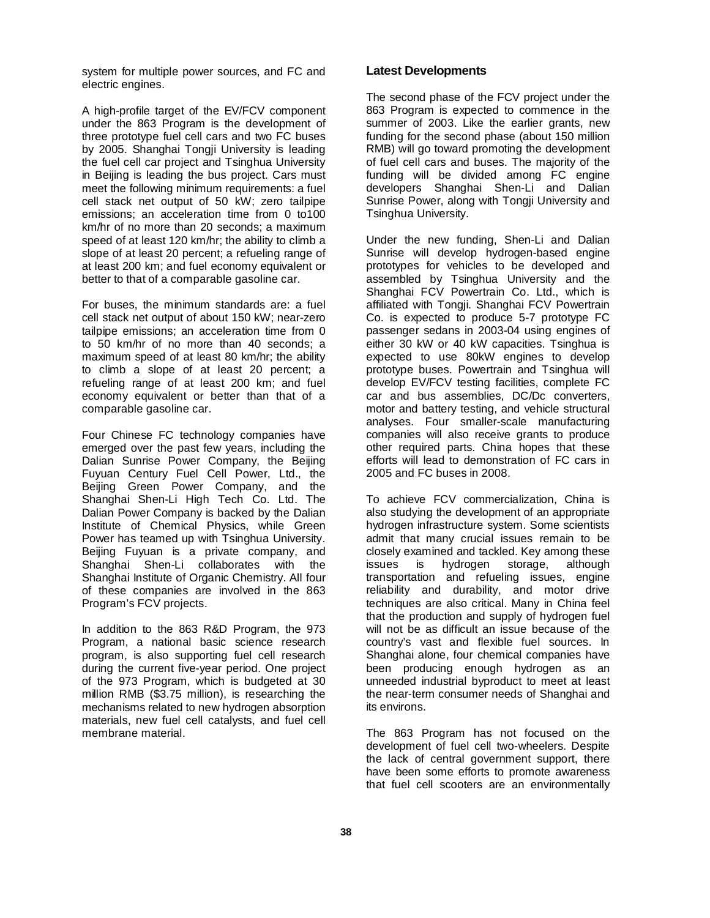system for multiple power sources, and FC and electric engines.

A high-profile target of the EV/FCV component under the 863 Program is the development of three prototype fuel cell cars and two FC buses by 2005. Shanghai Tongji University is leading the fuel cell car project and Tsinghua University in Beijing is leading the bus project. Cars must meet the following minimum requirements: a fuel cell stack net output of 50 kW; zero tailpipe emissions; an acceleration time from 0 to100 km/hr of no more than 20 seconds; a maximum speed of at least 120 km/hr; the ability to climb a slope of at least 20 percent; a refueling range of at least 200 km; and fuel economy equivalent or better to that of a comparable gasoline car.

For buses, the minimum standards are: a fuel cell stack net output of about 150 kW; near-zero tailpipe emissions; an acceleration time from 0 to 50 km/hr of no more than 40 seconds; a maximum speed of at least 80 km/hr; the ability to climb a slope of at least 20 percent; a refueling range of at least 200 km; and fuel economy equivalent or better than that of a comparable gasoline car.

Four Chinese FC technology companies have emerged over the past few years, including the Dalian Sunrise Power Company, the Beijing Fuyuan Century Fuel Cell Power, Ltd., the Beijing Green Power Company, and the Shanghai Shen-Li High Tech Co. Ltd. The Dalian Power Company is backed by the Dalian Institute of Chemical Physics, while Green Power has teamed up with Tsinghua University. Beijing Fuyuan is a private company, and Shanghai Shen-Li collaborates with the Shanghai Institute of Organic Chemistry. All four of these companies are involved in the 863 Program's FCV projects.

In addition to the 863 R&D Program, the 973 Program, a national basic science research program, is also supporting fuel cell research during the current five-year period. One project of the 973 Program, which is budgeted at 30 million RMB ($3.75 million), is researching the mechanisms related to new hydrogen absorption materials, new fuel cell catalysts, and fuel cell membrane material.

### Latest Developments

The second phase of the FCV project under the 863 Program is expected to commence in the summer of 2003. Like the earlier grants, new funding for the second phase (about 150 million RMB) will go toward promoting the development of fuel cell cars and buses. The majority of the funding will be divided among FC engine developers Shanghai Shen-Li and Dalian Sunrise Power, along with Tongji University and Tsinghua University.

Under the new funding, Shen-Li and Dalian Sunrise will develop hydrogen-based engine prototypes for vehicles to be developed and assembled by Tsinghua University and the Shanghai FCV Powertrain Co. Ltd., which is affiliated with Tongji. Shanghai FCV Powertrain Co. is expected to produce 5-7 prototype FC passenger sedans in 2003-04 using engines of either 30 kW or 40 kW capacities. Tsinghua is expected to use 80kW engines to develop prototype buses. Powertrain and Tsinghua will develop EV/FCV testing facilities, complete FC car and bus assemblies, DC/Dc converters, motor and battery testing, and vehicle structural analyses. Four smaller-scale manufacturing companies will also receive grants to produce other required parts. China hopes that these efforts will lead to demonstration of FC cars in 2005 and FC buses in 2008.

To achieve FCV commercialization, China is also studying the development of an appropriate hydrogen infrastructure system. Some scientists admit that many crucial issues remain to be closely examined and tackled. Key among these issues is hydrogen storage, although transportation and refueling issues, engine reliability and durability, and motor drive techniques are also critical. Many in China feel that the production and supply of hydrogen fuel will not be as difficult an issue because of the country's vast and flexible fuel sources. In Shanghai alone, four chemical companies have been producing enough hydrogen as an unneeded industrial byproduct to meet at least the near-term consumer needs of Shanghai and its environs.

The 863 Program has not focused on the development of fuel cell two-wheelers. Despite the lack of central government support, there have been some efforts to promote awareness that fuel cell scooters are an environmentally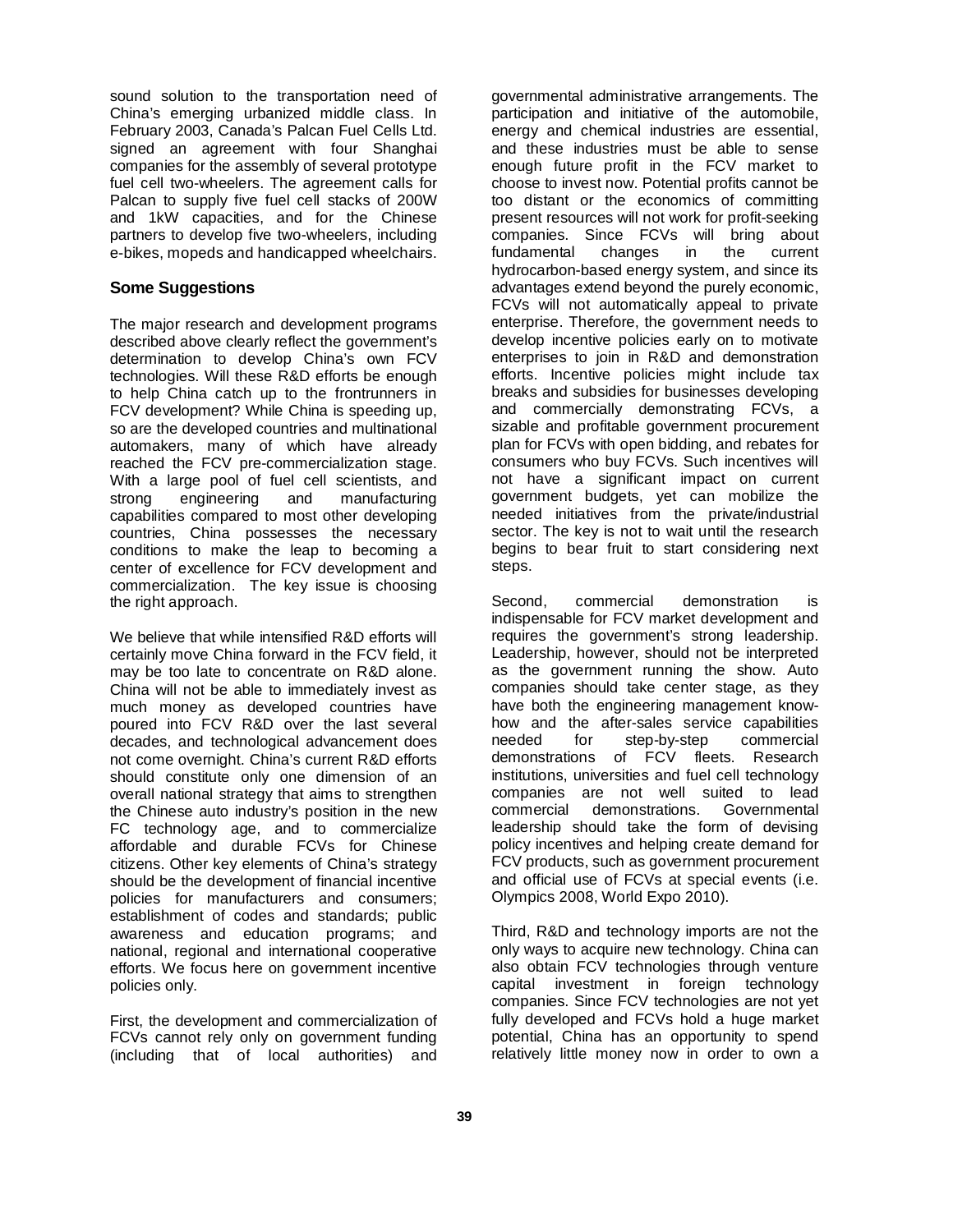sound solution to the transportation need of China's emerging urbanized middle class. In February 2003, Canada's Palcan Fuel Cells Ltd. signed an agreement with four Shanghai companies for the assembly of several prototype fuel cell two-wheelers. The agreement calls for Palcan to supply five fuel cell stacks of 200W and 1kW capacities, and for the Chinese partners to develop five two-wheelers, including e-bikes, mopeds and handicapped wheelchairs.

### Some Suggestions

The major research and development programs described above clearly reflect the government's determination to develop China's own FCV technologies. Will these R&D efforts be enough to help China catch up to the frontrunners in FCV development? While China is speeding up, so are the developed countries and multinational automakers, many of which have already reached the FCV pre-commercialization stage. With a large pool of fuel cell scientists, and strong engineering and manufacturing capabilities compared to most other developing countries, China possesses the necessary conditions to make the leap to becoming a center of excellence for FCV development and commercialization. The key issue is choosing the right approach.

We believe that while intensified R&D efforts will certainly move China forward in the FCV field, it may be too late to concentrate on R&D alone. China will not be able to immediately invest as much money as developed countries have poured into FCV R&D over the last several decades, and technological advancement does not come overnight. China's current R&D efforts should constitute only one dimension of an overall national strategy that aims to strengthen the Chinese auto industry's position in the new FC technology age, and to commercialize affordable and durable FCVs for Chinese citizens. Other key elements of China's strategy should be the development of financial incentive policies for manufacturers and consumers; establishment of codes and standards; public awareness and education programs; and national, regional and international cooperative efforts. We focus here on government incentive policies only.

First, the development and commercialization of FCVs cannot rely only on government funding (including that of local authorities) and governmental administrative arrangements. The participation and initiative of the automobile, energy and chemical industries are essential, and these industries must be able to sense enough future profit in the FCV market to choose to invest now. Potential profits cannot be too distant or the economics of committing present resources will not work for profit-seeking companies. Since FCVs will bring about fundamental changes in the current hydrocarbon-based energy system, and since its advantages extend beyond the purely economic, FCVs will not automatically appeal to private enterprise. Therefore, the government needs to develop incentive policies early on to motivate enterprises to join in R&D and demonstration efforts. Incentive policies might include tax breaks and subsidies for businesses developing and commercially demonstrating FCVs, a sizable and profitable government procurement plan for FCVs with open bidding, and rebates for consumers who buy FCVs. Such incentives will not have a significant impact on current government budgets, yet can mobilize the needed initiatives from the private/industrial sector. The key is not to wait until the research begins to bear fruit to start considering next steps.

Second, commercial demonstration is indispensable for FCV market development and requires the government's strong leadership. Leadership, however, should not be interpreted as the government running the show. Auto companies should take center stage, as they have both the engineering management know-how and the after-sales service capabilities needed for step-by-step commercial demonstrations of FCV fleets. Research institutions, universities and fuel cell technology companies are not well suited to lead commercial demonstrations. Governmental leadership should take the form of devising policy incentives and helping create demand for FCV products, such as government procurement and official use of FCVs at special events (i.e. Olympics 2008, World Expo 2010).

Third, R&D and technology imports are not the only ways to acquire new technology. China can also obtain FCV technologies through venture capital investment in foreign technology companies. Since FCV technologies are not yet fully developed and FCVs hold a huge market potential, China has an opportunity to spend relatively little money now in order to own a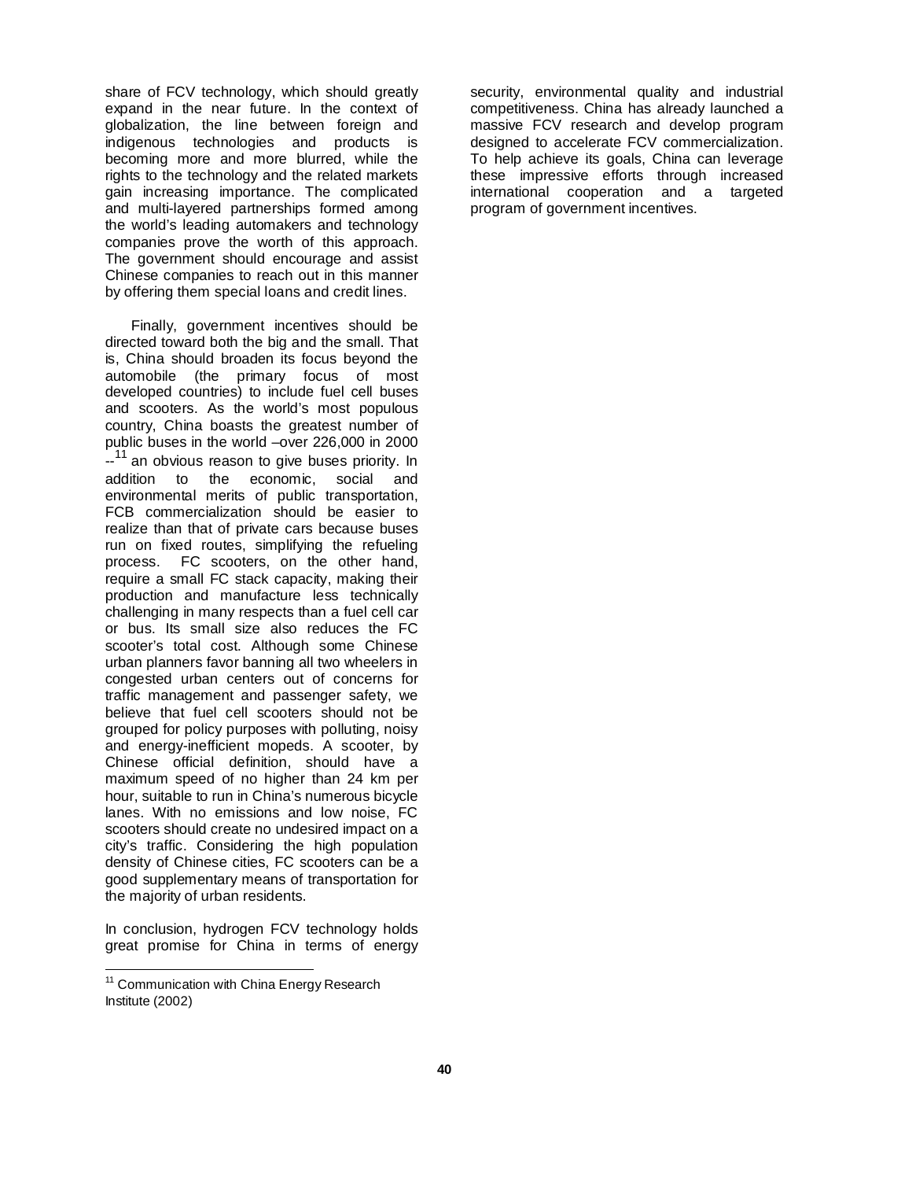share of FCV technology, which should greatly expand in the near future. In the context of globalization, the line between foreign and indigenous technologies and products is becoming more and more blurred, while the rights to the technology and the related markets gain increasing importance. The complicated and multi-layered partnerships formed among the world's leading automakers and technology companies prove the worth of this approach. The government should encourage and assist Chinese companies to reach out in this manner by offering them special loans and credit lines.

Finally, government incentives should be directed toward both the big and the small. That is, China should broaden its focus beyond the automobile (the primary focus of most developed countries) to include fuel cell buses and scooters. As the world's most populous country, China boasts the greatest number of public buses in the world –over 226,000 in 2000 --[11] an obvious reason to give buses priority. In addition to the economic, social and environmental merits of public transportation, FCB commercialization should be easier to realize than that of private cars because buses run on fixed routes, simplifying the refueling process. FC scooters, on the other hand, require a small FC stack capacity, making their production and manufacture less technically challenging in many respects than a fuel cell car or bus. Its small size also reduces the FC scooter's total cost. Although some Chinese urban planners favor banning all two wheelers in congested urban centers out of concerns for traffic management and passenger safety, we believe that fuel cell scooters should not be grouped for policy purposes with polluting, noisy and energy-inefficient mopeds. A scooter, by Chinese official definition, should have a maximum speed of no higher than 24 km per hour, suitable to run in China's numerous bicycle lanes. With no emissions and low noise, FC scooters should create no undesired impact on a city's traffic. Considering the high population density of Chinese cities, FC scooters can be a good supplementary means of transportation for the majority of urban residents.

In conclusion, hydrogen FCV technology holds great promise for China in terms of energy security, environmental quality and industrial competitiveness. China has already launched a massive FCV research and develop program designed to accelerate FCV commercialization. To help achieve its goals, China can leverage these impressive efforts through increased international cooperation and a targeted program of government incentives.

[11] Communication with China Energy Research Institute (2002)